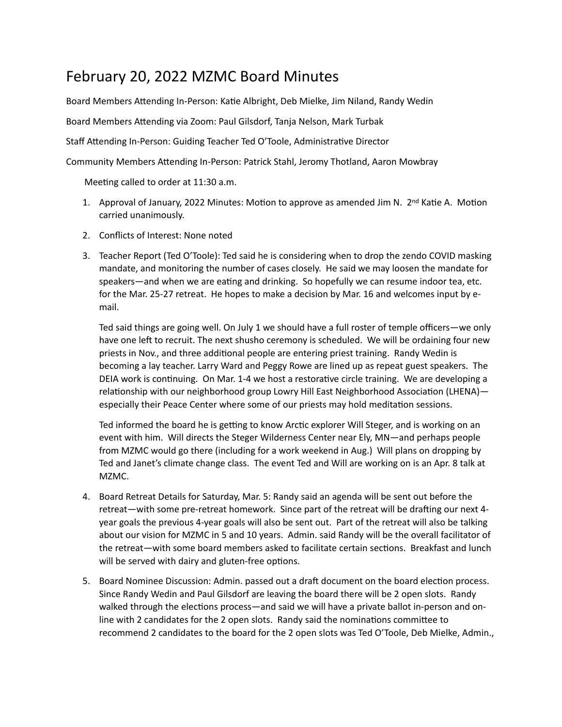# February 20, 2022 MZMC Board Minutes

Board Members Attending In-Person: Katie Albright, Deb Mielke, Jim Niland, Randy Wedin

Board Members Attending via Zoom: Paul Gilsdorf, Tanja Nelson, Mark Turbak

Staff Attending In-Person: Guiding Teacher Ted O'Toole, Administrative Director

Community Members Attending In-Person: Patrick Stahl, Jeromy Thotland, Aaron Mowbray

Meeting called to order at 11:30 a.m.

1. Approval of January, 2022 Minutes: Motion to approve as amended Jim N. 2nd Katie A. Motion carried unanimously.

2. Conflicts of Interest: None noted

3. Teacher Report (Ted O'Toole): Ted said he is considering when to drop the zendo COVID masking mandate, and monitoring the number of cases closely. He said we may loosen the mandate for speakers—and when we are eating and drinking. So hopefully we can resume indoor tea, etc. for the Mar. 25-27 retreat. He hopes to make a decision by Mar. 16 and welcomes input by e-mail.

   Ted said things are going well. On July 1 we should have a full roster of temple officers—we only have one left to recruit. The next shusho ceremony is scheduled. We will be ordaining four new priests in Nov., and three additional people are entering priest training. Randy Wedin is becoming a lay teacher. Larry Ward and Peggy Rowe are lined up as repeat guest speakers. The DEIA work is continuing. On Mar. 1-4 we host a restorative circle training. We are developing a relationship with our neighborhood group Lowry Hill East Neighborhood Association (LHENA)—especially their Peace Center where some of our priests may hold meditation sessions.

   Ted informed the board he is getting to know Arctic explorer Will Steger, and is working on an event with him. Will directs the Steger Wilderness Center near Ely, MN—and perhaps people from MZMC would go there (including for a work weekend in Aug.) Will plans on dropping by Ted and Janet's climate change class. The event Ted and Will are working on is an Apr. 8 talk at MZMC.

4. Board Retreat Details for Saturday, Mar. 5: Randy said an agenda will be sent out before the retreat—with some pre-retreat homework. Since part of the retreat will be drafting our next 4-year goals the previous 4-year goals will also be sent out. Part of the retreat will also be talking about our vision for MZMC in 5 and 10 years. Admin. said Randy will be the overall facilitator of the retreat—with some board members asked to facilitate certain sections. Breakfast and lunch will be served with dairy and gluten-free options.

5. Board Nominee Discussion: Admin. passed out a draft document on the board election process. Since Randy Wedin and Paul Gilsdorf are leaving the board there will be 2 open slots. Randy walked through the elections process—and said we will have a private ballot in-person and on-line with 2 candidates for the 2 open slots. Randy said the nominations committee to recommend 2 candidates to the board for the 2 open slots was Ted O'Toole, Deb Mielke, Admin.,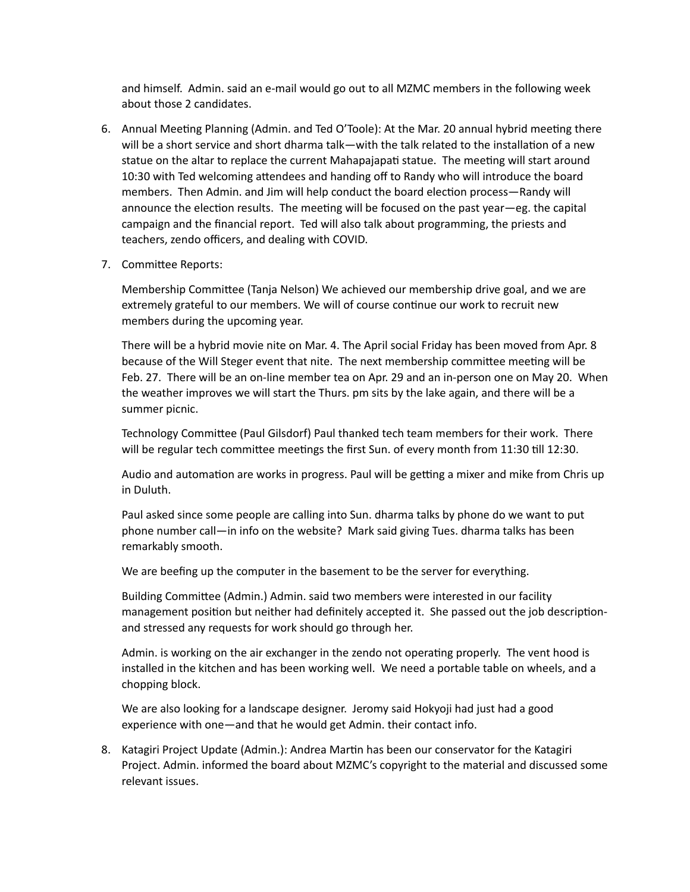and himself. Admin. said an e-mail would go out to all MZMC members in the following week about those 2 candidates.

6. Annual Meeting Planning (Admin. and Ted O'Toole): At the Mar. 20 annual hybrid meeting there will be a short service and short dharma talk—with the talk related to the installation of a new statue on the altar to replace the current Mahapajapati statue. The meeting will start around 10:30 with Ted welcoming attendees and handing off to Randy who will introduce the board members. Then Admin. and Jim will help conduct the board election process—Randy will announce the election results. The meeting will be focused on the past year—eg. the capital campaign and the financial report. Ted will also talk about programming, the priests and teachers, zendo officers, and dealing with COVID.

7. Committee Reports:

   Membership Committee (Tanja Nelson) We achieved our membership drive goal, and we are extremely grateful to our members. We will of course continue our work to recruit new members during the upcoming year.

   There will be a hybrid movie nite on Mar. 4. The April social Friday has been moved from Apr. 8 because of the Will Steger event that nite. The next membership committee meeting will be Feb. 27. There will be an on-line member tea on Apr. 29 and an in-person one on May 20. When the weather improves we will start the Thurs. pm sits by the lake again, and there will be a summer picnic.

   Technology Committee (Paul Gilsdorf) Paul thanked tech team members for their work. There will be regular tech committee meetings the first Sun. of every month from 11:30 till 12:30.

   Audio and automation are works in progress. Paul will be getting a mixer and mike from Chris up in Duluth.

   Paul asked since some people are calling into Sun. dharma talks by phone do we want to put phone number call—in info on the website? Mark said giving Tues. dharma talks has been remarkably smooth.

   We are beefing up the computer in the basement to be the server for everything.

   Building Committee (Admin.) Admin. said two members were interested in our facility management position but neither had definitely accepted it. She passed out the job description- and stressed any requests for work should go through her.

   Admin. is working on the air exchanger in the zendo not operating properly. The vent hood is installed in the kitchen and has been working well. We need a portable table on wheels, and a chopping block.

   We are also looking for a landscape designer. Jeromy said Hokyoji had just had a good experience with one—and that he would get Admin. their contact info.

8. Katagiri Project Update (Admin.): Andrea Martin has been our conservator for the Katagiri Project. Admin. informed the board about MZMC's copyright to the material and discussed some relevant issues.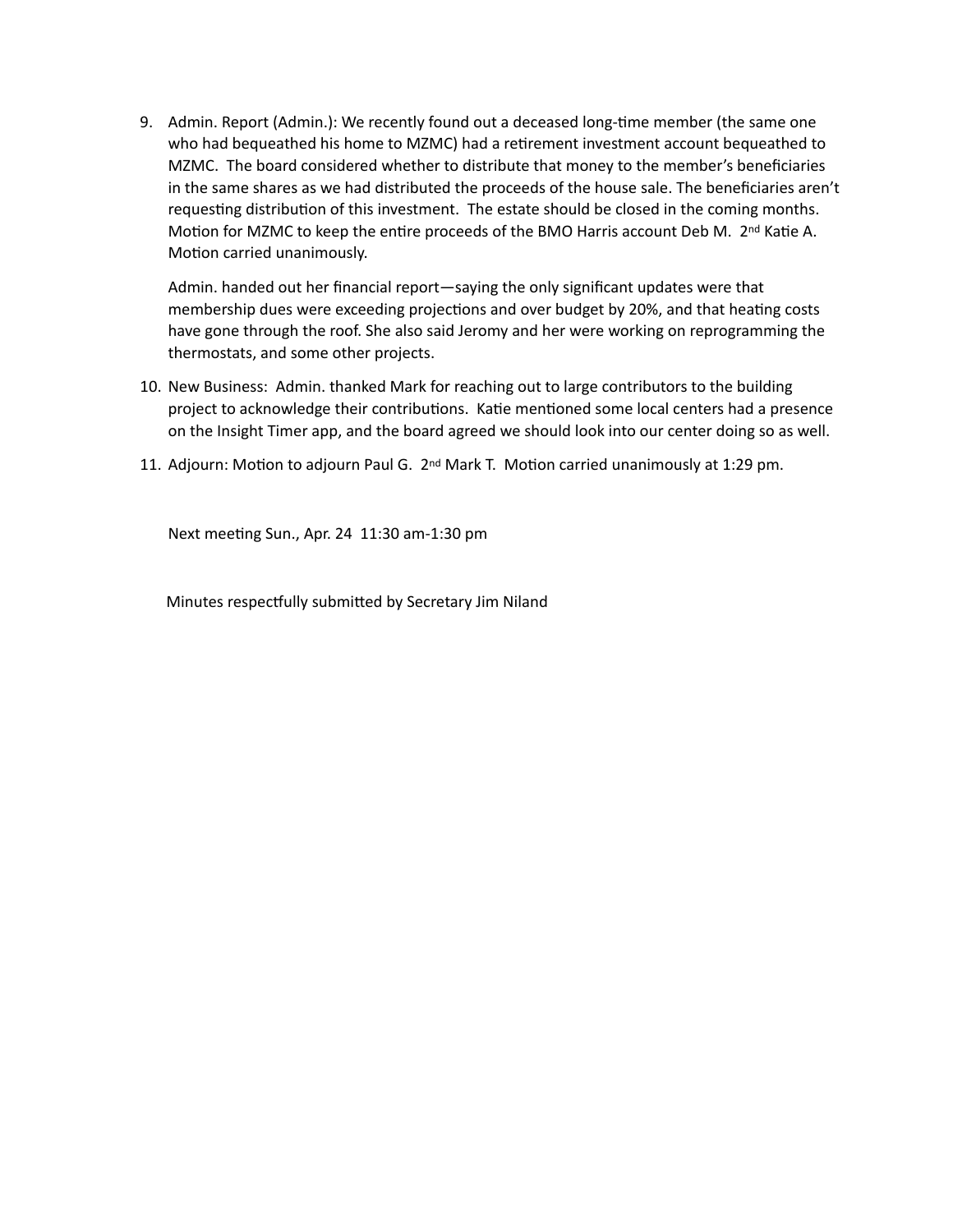9. Admin. Report (Admin.): We recently found out a deceased long-time member (the same one who had bequeathed his home to MZMC) had a retirement investment account bequeathed to MZMC. The board considered whether to distribute that money to the member's beneficiaries in the same shares as we had distributed the proceeds of the house sale. The beneficiaries aren't requesting distribution of this investment. The estate should be closed in the coming months. Motion for MZMC to keep the entire proceeds of the BMO Harris account Deb M. 2nd Katie A. Motion carried unanimously.

   Admin. handed out her financial report—saying the only significant updates were that membership dues were exceeding projections and over budget by 20%, and that heating costs have gone through the roof. She also said Jeromy and her were working on reprogramming the thermostats, and some other projects.

10. New Business: Admin. thanked Mark for reaching out to large contributors to the building project to acknowledge their contributions. Katie mentioned some local centers had a presence on the Insight Timer app, and the board agreed we should look into our center doing so as well.

11. Adjourn: Motion to adjourn Paul G. 2nd Mark T. Motion carried unanimously at 1:29 pm.

Next meeting Sun., Apr. 24 11:30 am-1:30 pm

Minutes respectfully submitted by Secretary Jim Niland